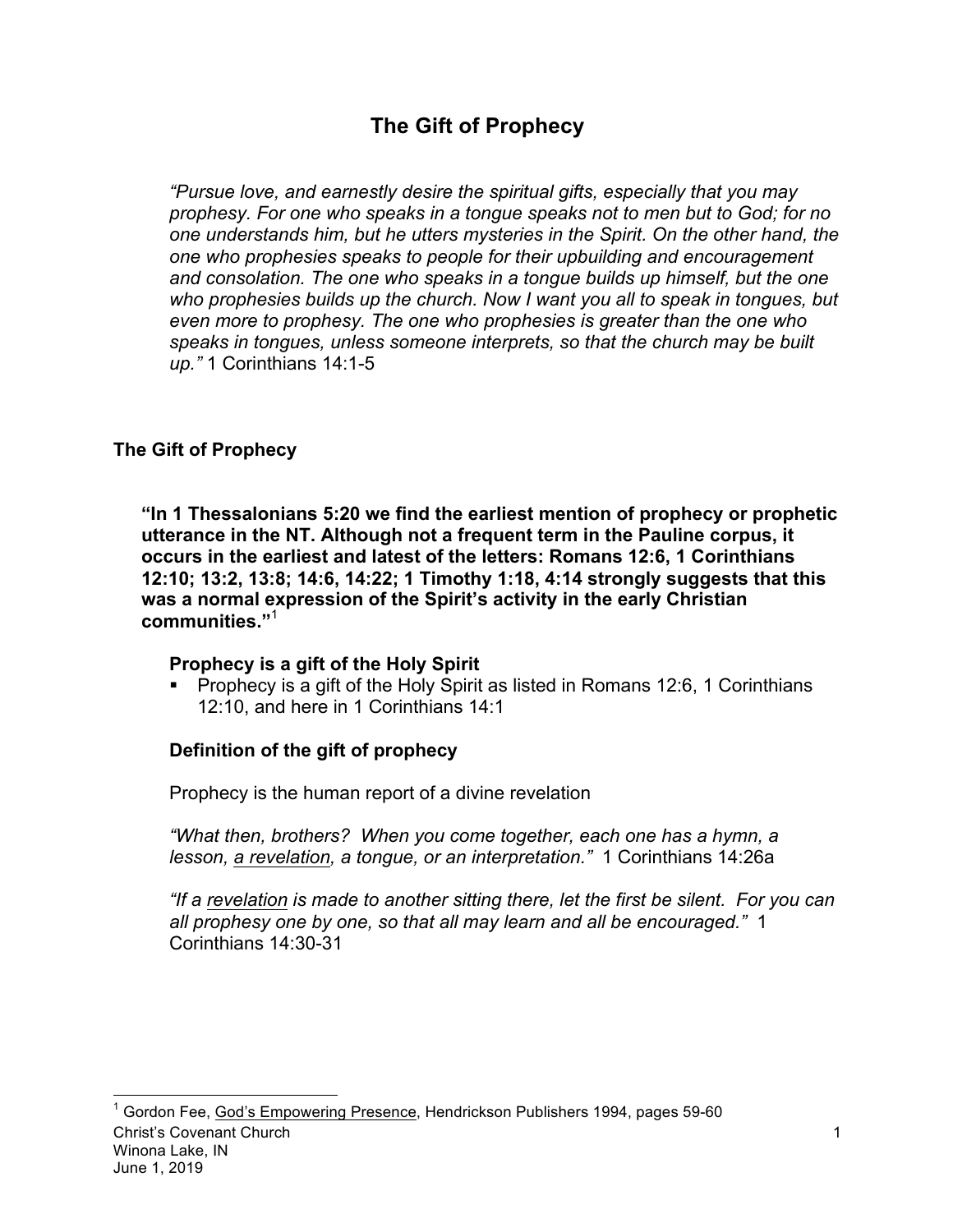# The Gift of Prophecy

*"Pursue love, and earnestly desire the spiritual gifts, especially that you may prophesy. For one who speaks in a tongue speaks not to men but to God; for no one understands him, but he utters mysteries in the Spirit. On the other hand, the one who prophesies speaks to people for their upbuilding and encouragement and consolation. The one who speaks in a tongue builds up himself, but the one who prophesies builds up the church. Now I want you all to speak in tongues, but even more to prophesy. The one who prophesies is greater than the one who speaks in tongues, unless someone interprets, so that the church may be built up."* 1 Corinthians 14:1-5

## The Gift of Prophecy

**"In 1 Thessalonians 5:20 we find the earliest mention of prophecy or prophetic utterance in the NT. Although not a frequent term in the Pauline corpus, it occurs in the earliest and latest of the letters: Romans 12:6, 1 Corinthians 12:10; 13:2, 13:8; 14:6, 14:22; 1 Timothy 1:18, 4:14 strongly suggests that this was a normal expression of the Spirit's activity in the early Christian communities."**[1]

### Prophecy is a gift of the Holy Spirit

- Prophecy is a gift of the Holy Spirit as listed in Romans 12:6, 1 Corinthians 12:10, and here in 1 Corinthians 14:1

### Definition of the gift of prophecy

Prophecy is the human report of a divine revelation

*"What then, brothers? When you come together, each one has a hymn, a lesson, a revelation, a tongue, or an interpretation."* 1 Corinthians 14:26a

*"If a revelation is made to another sitting there, let the first be silent. For you can all prophesy one by one, so that all may learn and all be encouraged."* 1 Corinthians 14:30-31

---

[1] Gordon Fee, God's Empowering Presence, Hendrickson Publishers 1994, pages 59-60

Christ's Covenant Church
Winona Lake, IN
June 1, 2019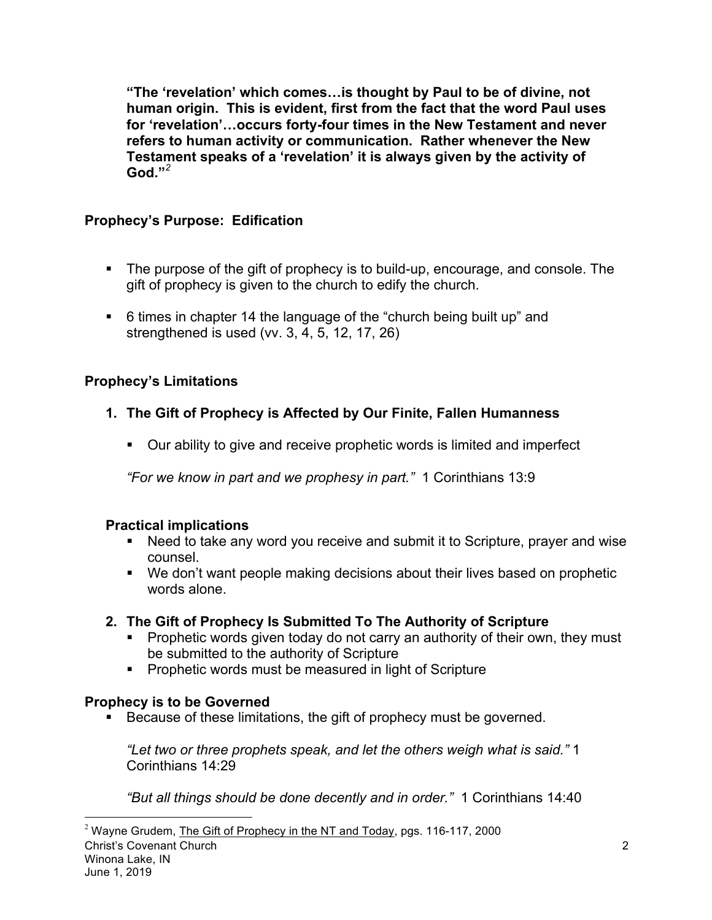**"The 'revelation' which comes…is thought by Paul to be of divine, not human origin. This is evident, first from the fact that the word Paul uses for 'revelation'…occurs forty-four times in the New Testament and never refers to human activity or communication. Rather whenever the New Testament speaks of a 'revelation' it is always given by the activity of God."**[2]

## Prophecy's Purpose: Edification

- The purpose of the gift of prophecy is to build-up, encourage, and console. The gift of prophecy is given to the church to edify the church.
- 6 times in chapter 14 the language of the "church being built up" and strengthened is used (vv. 3, 4, 5, 12, 17, 26)

## Prophecy's Limitations

### 1. The Gift of Prophecy is Affected by Our Finite, Fallen Humanness

- Our ability to give and receive prophetic words is limited and imperfect

*"For we know in part and we prophesy in part."* 1 Corinthians 13:9

**Practical implications**

- Need to take any word you receive and submit it to Scripture, prayer and wise counsel.
- We don't want people making decisions about their lives based on prophetic words alone.

### 2. The Gift of Prophecy Is Submitted To The Authority of Scripture

- Prophetic words given today do not carry an authority of their own, they must be submitted to the authority of Scripture
- Prophetic words must be measured in light of Scripture

## Prophecy is to be Governed

- Because of these limitations, the gift of prophecy must be governed.

*"Let two or three prophets speak, and let the others weigh what is said."* 1 Corinthians 14:29

*"But all things should be done decently and in order."* 1 Corinthians 14:40

---

[2] Wayne Grudem, The Gift of Prophecy in the NT and Today, pgs. 116-117, 2000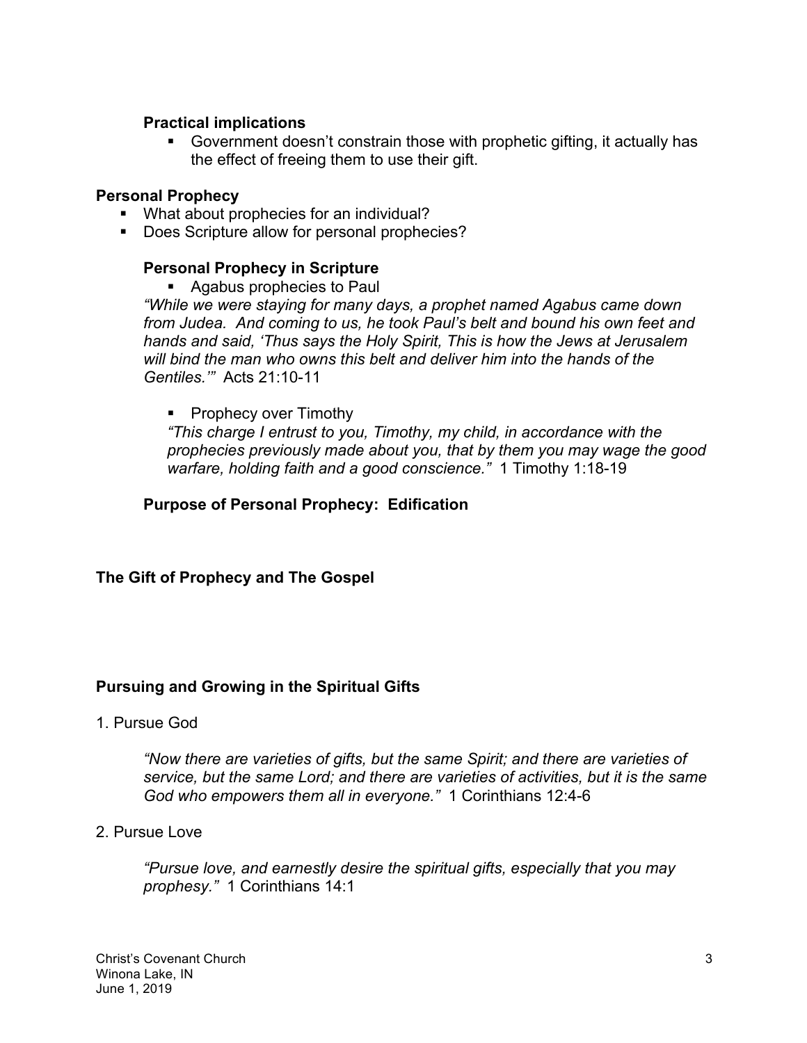### Practical implications

- Government doesn't constrain those with prophetic gifting, it actually has the effect of freeing them to use their gift.

## Personal Prophecy

- What about prophecies for an individual?
- Does Scripture allow for personal prophecies?

### Personal Prophecy in Scripture

- Agabus prophecies to Paul

*"While we were staying for many days, a prophet named Agabus came down from Judea. And coming to us, he took Paul's belt and bound his own feet and hands and said, 'Thus says the Holy Spirit, This is how the Jews at Jerusalem will bind the man who owns this belt and deliver him into the hands of the Gentiles.'"* Acts 21:10-11

- Prophecy over Timothy

*"This charge I entrust to you, Timothy, my child, in accordance with the prophecies previously made about you, that by them you may wage the good warfare, holding faith and a good conscience."* 1 Timothy 1:18-19

### Purpose of Personal Prophecy: Edification

## The Gift of Prophecy and The Gospel

## Pursuing and Growing in the Spiritual Gifts

1. Pursue God

*"Now there are varieties of gifts, but the same Spirit; and there are varieties of service, but the same Lord; and there are varieties of activities, but it is the same God who empowers them all in everyone."* 1 Corinthians 12:4-6

2. Pursue Love

*"Pursue love, and earnestly desire the spiritual gifts, especially that you may prophesy."* 1 Corinthians 14:1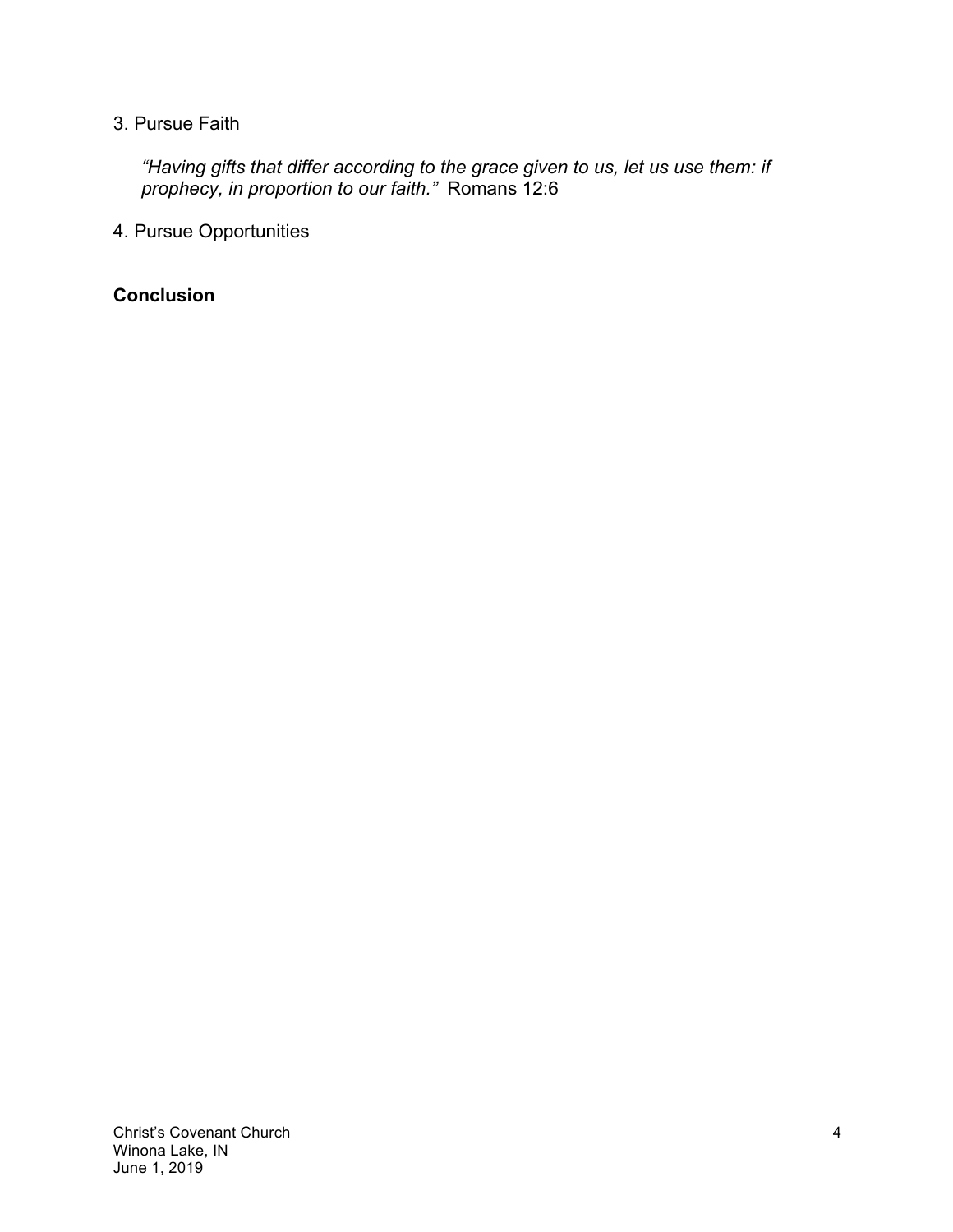3. Pursue Faith

*"Having gifts that differ according to the grace given to us, let us use them: if prophecy, in proportion to our faith."* Romans 12:6

4. Pursue Opportunities

**Conclusion**